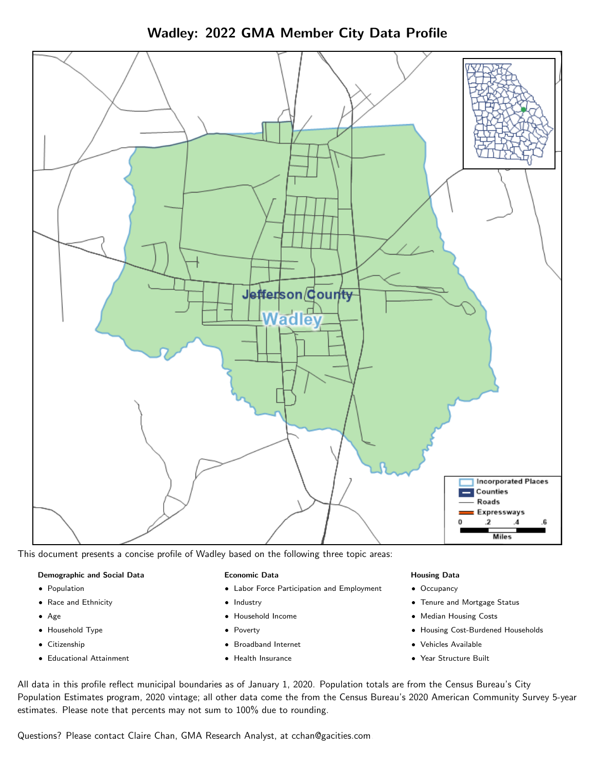# Wadley: 2022 GMA Member City Data Profile

This document presents a concise profile of Wadley based on the following three topic areas:

**Demographic and Social Data**

- Population
- Race and Ethnicity
- Age
- Household Type
- Citizenship
- Educational Attainment

**Economic Data**

- Labor Force Participation and Employment
- Industry
- Household Income
- Poverty
- Broadband Internet
- Health Insurance

**Housing Data**

- Occupancy
- Tenure and Mortgage Status
- Median Housing Costs
- Housing Cost-Burdened Households
- Vehicles Available
- Year Structure Built

All data in this profile reflect municipal boundaries as of January 1, 2020. Population totals are from the Census Bureau's City Population Estimates program, 2020 vintage; all other data come the from the Census Bureau's 2020 American Community Survey 5-year estimates. Please note that percents may not sum to 100% due to rounding.

Questions? Please contact Claire Chan, GMA Research Analyst, at cchan@gacities.com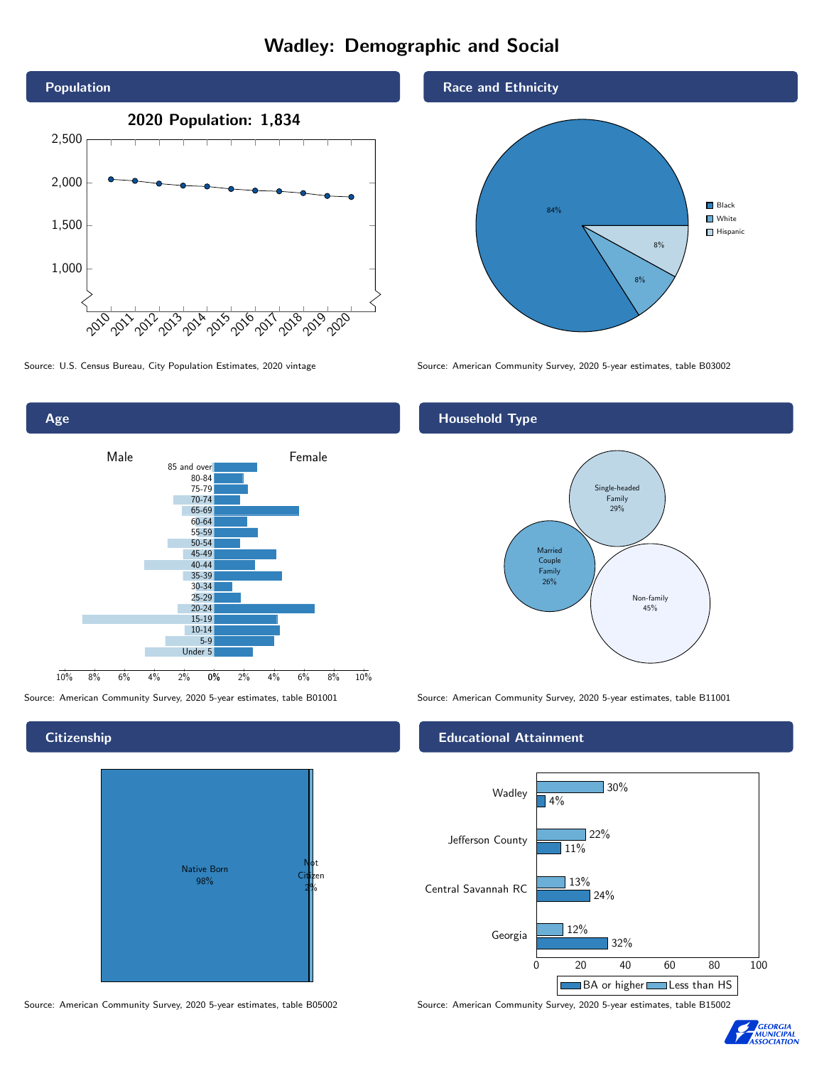# Wadley: Demographic and Social

## Population

**2020 Population: 1,834**

Source: U.S. Census Bureau, City Population Estimates, 2020 vintage

## Race and Ethnicity

| Race/Ethnicity | Share |
|---|---|
| Black | 84% |
| White | 8% |
| Hispanic | 8% |

Source: American Community Survey, 2020 5-year estimates, table B03002

## Age

Source: American Community Survey, 2020 5-year estimates, table B01001

## Household Type

| Household Type | Share |
|---|---|
| Single-headed Family | 29% |
| Married Couple Family | 26% |
| Non-family | 45% |

Source: American Community Survey, 2020 5-year estimates, table B11001

## Citizenship

| Status | Share |
|---|---|
| Native Born | 98% |
| Not Citizen | 2% |

Source: American Community Survey, 2020 5-year estimates, table B05002

## Educational Attainment

| Area | Less than HS | BA or higher |
|---|---|---|
| Wadley | 30% | 4% |
| Jefferson County | 22% | 11% |
| Central Savannah RC | 13% | 24% |
| Georgia | 12% | 32% |

Source: American Community Survey, 2020 5-year estimates, table B15002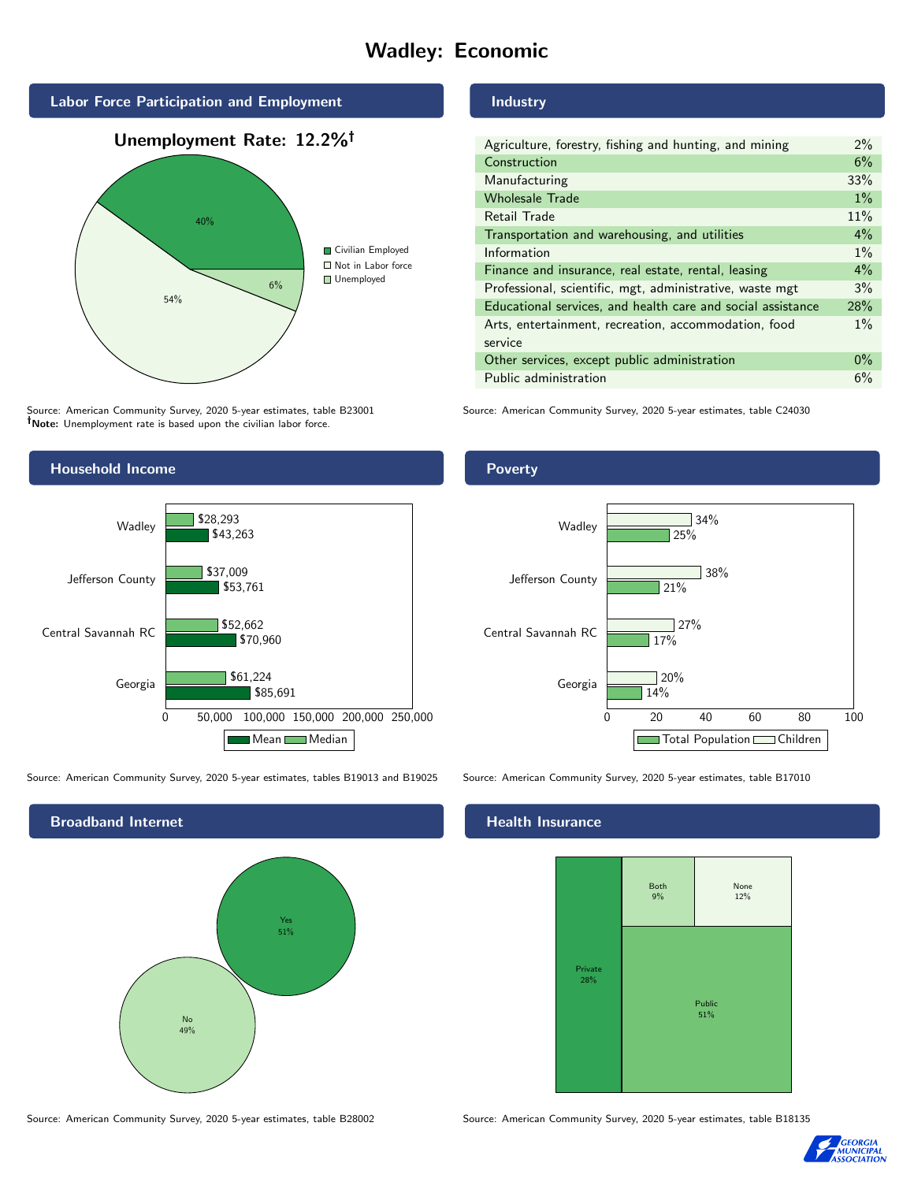# Wadley: Economic

## Labor Force Participation and Employment

**Unemployment Rate: 12.2%†**

| Category | Percent |
|---|---|
| Civilian Employed | 40% |
| Not in Labor force | 54% |
| Unemployed | 6% |

Source: American Community Survey, 2020 5-year estimates, table B23001
†**Note:** Unemployment rate is based upon the civilian labor force.

## Industry

| Industry | Percent |
|---|---|
| Agriculture, forestry, fishing and hunting, and mining | 2% |
| Construction | 6% |
| Manufacturing | 33% |
| Wholesale Trade | 1% |
| Retail Trade | 11% |
| Transportation and warehousing, and utilities | 4% |
| Information | 1% |
| Finance and insurance, real estate, rental, leasing | 4% |
| Professional, scientific, mgt, administrative, waste mgt | 3% |
| Educational services, and health care and social assistance | 28% |
| Arts, entertainment, recreation, accommodation, food service | 1% |
| Other services, except public administration | 0% |
| Public administration | 6% |

Source: American Community Survey, 2020 5-year estimates, table C24030

## Household Income

| | Median | Mean |
|---|---|---|
| Wadley | $28,293 | $43,263 |
| Jefferson County | $37,009 | $53,761 |
| Central Savannah RC | $52,662 | $70,960 |
| Georgia | $61,224 | $85,691 |

Source: American Community Survey, 2020 5-year estimates, tables B19013 and B19025

## Poverty

| | Children | Total Population |
|---|---|---|
| Wadley | 34% | 25% |
| Jefferson County | 38% | 21% |
| Central Savannah RC | 27% | 17% |
| Georgia | 20% | 14% |

Source: American Community Survey, 2020 5-year estimates, table B17010

## Broadband Internet

| | Percent |
|---|---|
| Yes | 51% |
| No | 49% |

Source: American Community Survey, 2020 5-year estimates, table B28002

## Health Insurance

| | Percent |
|---|---|
| Private | 28% |
| Public | 51% |
| Both | 9% |
| None | 12% |

Source: American Community Survey, 2020 5-year estimates, table B18135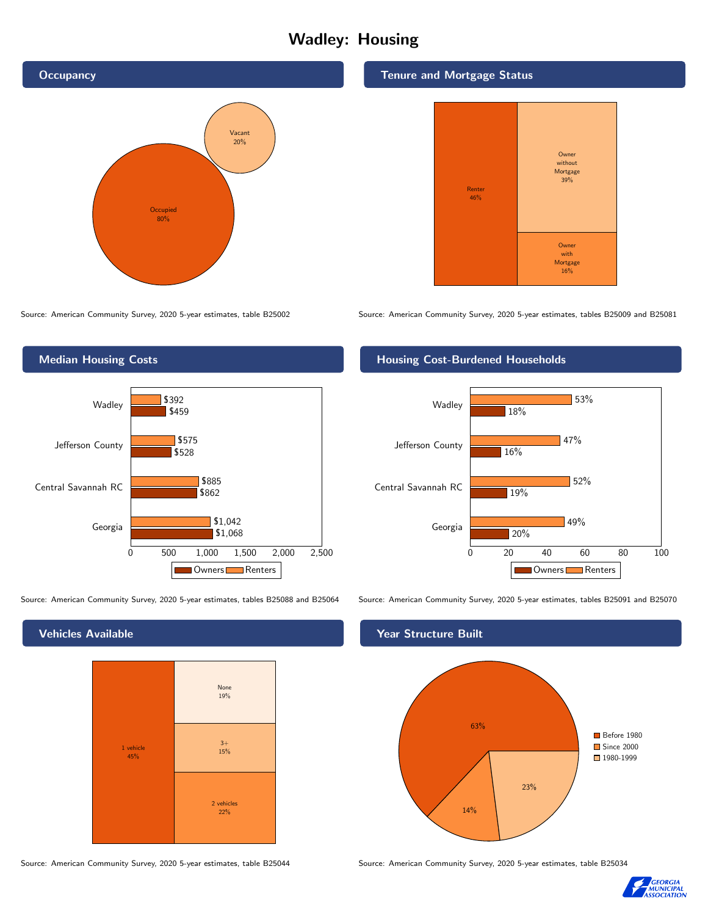# Wadley: Housing

## Occupancy

Vacant
20%

Occupied
80%

Source: American Community Survey, 2020 5-year estimates, table B25002

## Tenure and Mortgage Status

Renter
46%

Owner
without
Mortgage
39%

Owner
with
Mortgage
16%

Source: American Community Survey, 2020 5-year estimates, tables B25009 and B25081

## Median Housing Costs

Wadley
$392
$459

Jefferson County
$575
$528

Central Savannah RC
$885
$862

Georgia
$1,042
$1,068

0 500 1,000 1,500 2,000 2,500

Owners Renters

Source: American Community Survey, 2020 5-year estimates, tables B25088 and B25064

## Housing Cost-Burdened Households

Wadley
53%
18%

Jefferson County
47%
16%

Central Savannah RC
52%
19%

Georgia
49%
20%

0 20 40 60 80 100

Owners Renters

Source: American Community Survey, 2020 5-year estimates, tables B25091 and B25070

## Vehicles Available

1 vehicle
45%

None
19%

3+
15%

2 vehicles
22%

Source: American Community Survey, 2020 5-year estimates, table B25044

## Year Structure Built

63%

14%

23%

Before 1980
Since 2000
1980-1999

Source: American Community Survey, 2020 5-year estimates, table B25034

GEORGIA MUNICIPAL ASSOCIATION